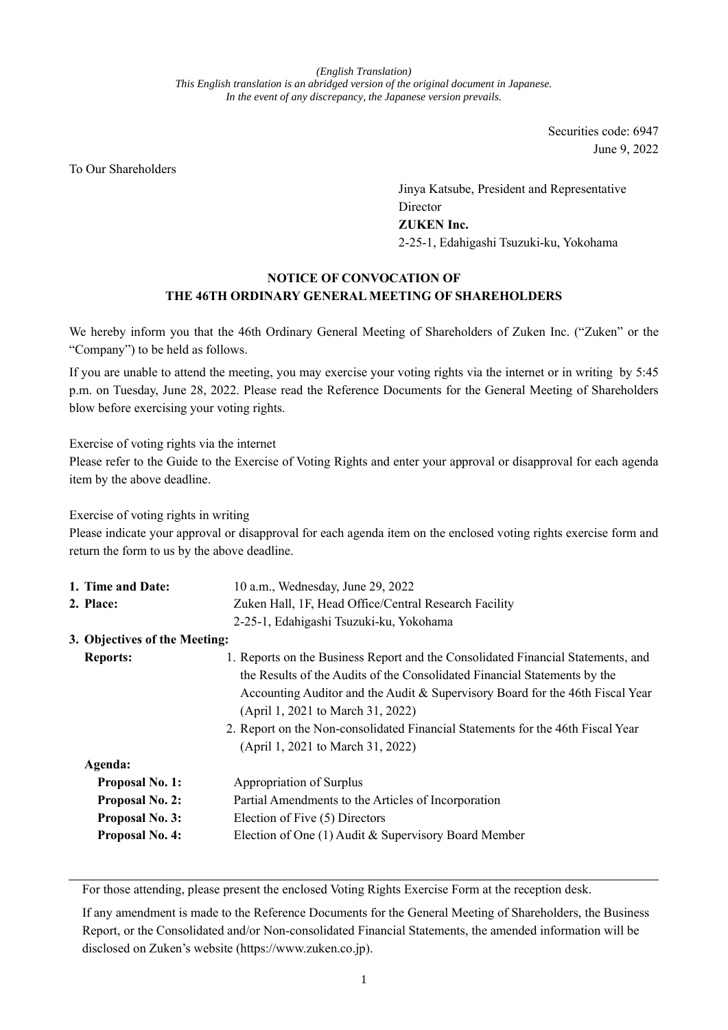*(English Translation)*
*This English translation is an abridged version of the original document in Japanese.*
*In the event of any discrepancy, the Japanese version prevails.*

Securities code: 6947
June 9, 2022

To Our Shareholders

Jinya Katsube, President and Representative Director
**ZUKEN Inc.**
2-25-1, Edahigashi Tsuzuki-ku, Yokohama

## NOTICE OF CONVOCATION OF THE 46TH ORDINARY GENERAL MEETING OF SHAREHOLDERS

We hereby inform you that the 46th Ordinary General Meeting of Shareholders of Zuken Inc. ("Zuken" or the "Company") to be held as follows.

If you are unable to attend the meeting, you may exercise your voting rights via the internet or in writing by 5:45 p.m. on Tuesday, June 28, 2022. Please read the Reference Documents for the General Meeting of Shareholders blow before exercising your voting rights.

Exercise of voting rights via the internet
Please refer to the Guide to the Exercise of Voting Rights and enter your approval or disapproval for each agenda item by the above deadline.

Exercise of voting rights in writing
Please indicate your approval or disapproval for each agenda item on the enclosed voting rights exercise form and return the form to us by the above deadline.

**1. Time and Date:** 10 a.m., Wednesday, June 29, 2022

**2. Place:** Zuken Hall, 1F, Head Office/Central Research Facility
2-25-1, Edahigashi Tsuzuki-ku, Yokohama

**3. Objectives of the Meeting:**

**Reports:**
1. Reports on the Business Report and the Consolidated Financial Statements, and the Results of the Audits of the Consolidated Financial Statements by the Accounting Auditor and the Audit & Supervisory Board for the 46th Fiscal Year (April 1, 2021 to March 31, 2022)
2. Report on the Non-consolidated Financial Statements for the 46th Fiscal Year (April 1, 2021 to March 31, 2022)

**Agenda:**

**Proposal No. 1:** Appropriation of Surplus
**Proposal No. 2:** Partial Amendments to the Articles of Incorporation
**Proposal No. 3:** Election of Five (5) Directors
**Proposal No. 4:** Election of One (1) Audit & Supervisory Board Member

---

For those attending, please present the enclosed Voting Rights Exercise Form at the reception desk.

If any amendment is made to the Reference Documents for the General Meeting of Shareholders, the Business Report, or the Consolidated and/or Non-consolidated Financial Statements, the amended information will be disclosed on Zuken's website (https://www.zuken.co.jp).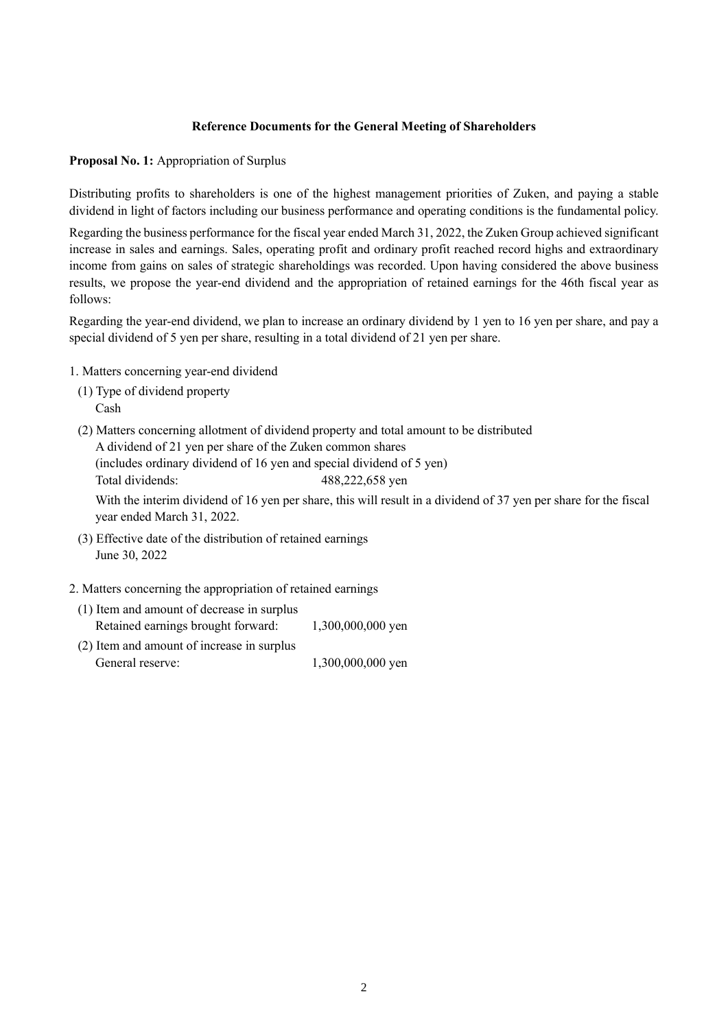## Reference Documents for the General Meeting of Shareholders

**Proposal No. 1:** Appropriation of Surplus

Distributing profits to shareholders is one of the highest management priorities of Zuken, and paying a stable dividend in light of factors including our business performance and operating conditions is the fundamental policy.

Regarding the business performance for the fiscal year ended March 31, 2022, the Zuken Group achieved significant increase in sales and earnings. Sales, operating profit and ordinary profit reached record highs and extraordinary income from gains on sales of strategic shareholdings was recorded. Upon having considered the above business results, we propose the year-end dividend and the appropriation of retained earnings for the 46th fiscal year as follows:

Regarding the year-end dividend, we plan to increase an ordinary dividend by 1 yen to 16 yen per share, and pay a special dividend of 5 yen per share, resulting in a total dividend of 21 yen per share.

1. Matters concerning year-end dividend
   - (1) Type of dividend property
     
     Cash
   - (2) Matters concerning allotment of dividend property and total amount to be distributed
     
     A dividend of 21 yen per share of the Zuken common shares
     (includes ordinary dividend of 16 yen and special dividend of 5 yen)
     
     Total dividends: 488,222,658 yen
     
     With the interim dividend of 16 yen per share, this will result in a dividend of 37 yen per share for the fiscal year ended March 31, 2022.
   - (3) Effective date of the distribution of retained earnings
     
     June 30, 2022

2. Matters concerning the appropriation of retained earnings
   - (1) Item and amount of decrease in surplus
     
     Retained earnings brought forward: 1,300,000,000 yen
   - (2) Item and amount of increase in surplus
     
     General reserve: 1,300,000,000 yen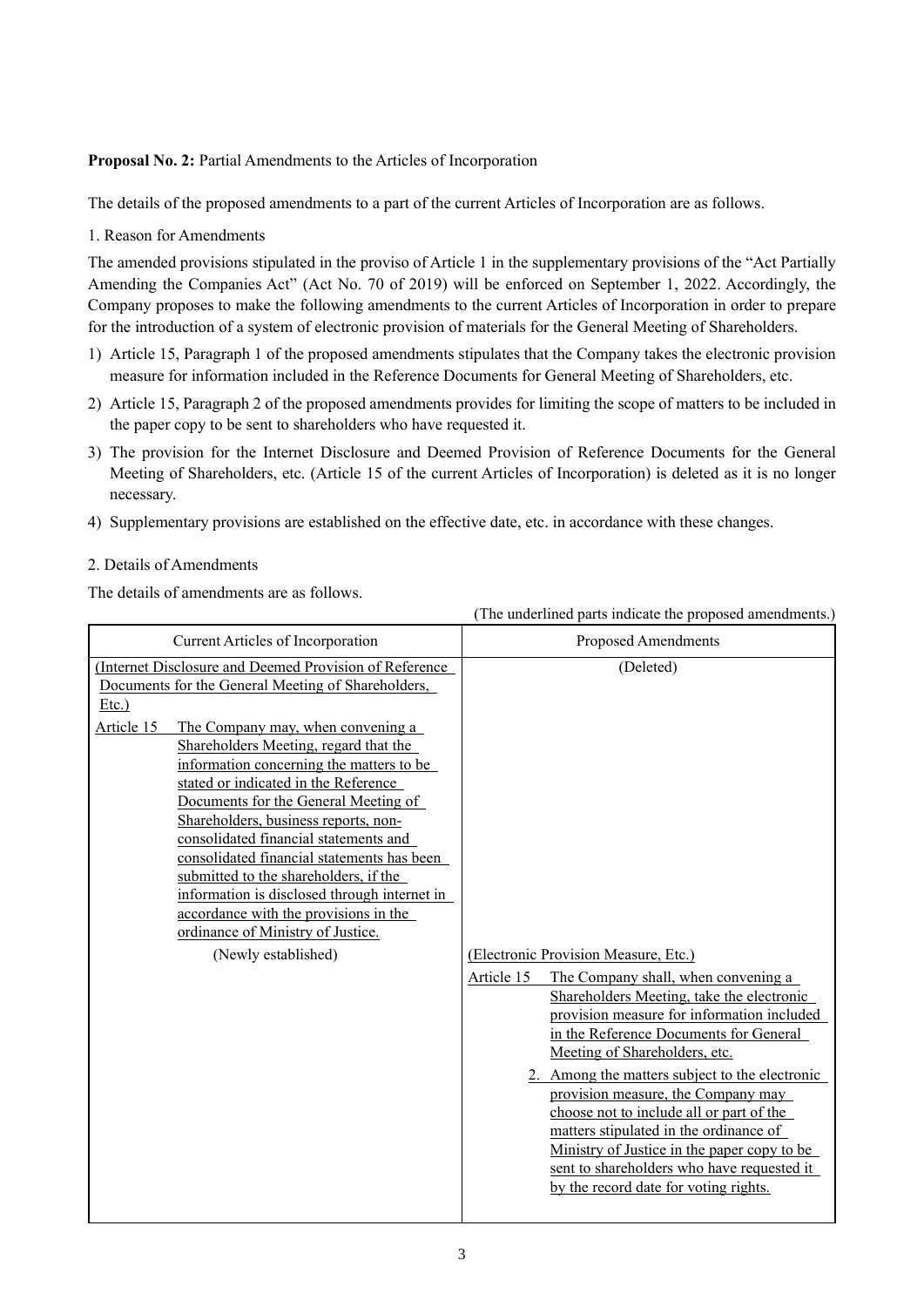**Proposal No. 2:** Partial Amendments to the Articles of Incorporation

The details of the proposed amendments to a part of the current Articles of Incorporation are as follows.

1. Reason for Amendments

The amended provisions stipulated in the proviso of Article 1 in the supplementary provisions of the "Act Partially Amending the Companies Act" (Act No. 70 of 2019) will be enforced on September 1, 2022. Accordingly, the Company proposes to make the following amendments to the current Articles of Incorporation in order to prepare for the introduction of a system of electronic provision of materials for the General Meeting of Shareholders.

1) Article 15, Paragraph 1 of the proposed amendments stipulates that the Company takes the electronic provision measure for information included in the Reference Documents for General Meeting of Shareholders, etc.
2) Article 15, Paragraph 2 of the proposed amendments provides for limiting the scope of matters to be included in the paper copy to be sent to shareholders who have requested it.
3) The provision for the Internet Disclosure and Deemed Provision of Reference Documents for the General Meeting of Shareholders, etc. (Article 15 of the current Articles of Incorporation) is deleted as it is no longer necessary.
4) Supplementary provisions are established on the effective date, etc. in accordance with these changes.

2. Details of Amendments

The details of amendments are as follows.

(The underlined parts indicate the proposed amendments.)

| Current Articles of Incorporation | Proposed Amendments |
|---|---|
| <u>(Internet Disclosure and Deemed Provision of Reference Documents for the General Meeting of Shareholders, Etc.)</u><br><u>Article 15 The Company may, when convening a Shareholders Meeting, regard that the information concerning the matters to be stated or indicated in the Reference Documents for the General Meeting of Shareholders, business reports, non-consolidated financial statements and consolidated financial statements has been submitted to the shareholders, if the information is disclosed through internet in accordance with the provisions in the ordinance of Ministry of Justice.</u> | (Deleted) |
| (Newly established) | <u>(Electronic Provision Measure, Etc.)</u><br><u>Article 15 The Company shall, when convening a Shareholders Meeting, take the electronic provision measure for information included in the Reference Documents for General Meeting of Shareholders, etc.</u><br><u>2. Among the matters subject to the electronic provision measure, the Company may choose not to include all or part of the matters stipulated in the ordinance of Ministry of Justice in the paper copy to be sent to shareholders who have requested it by the record date for voting rights.</u> |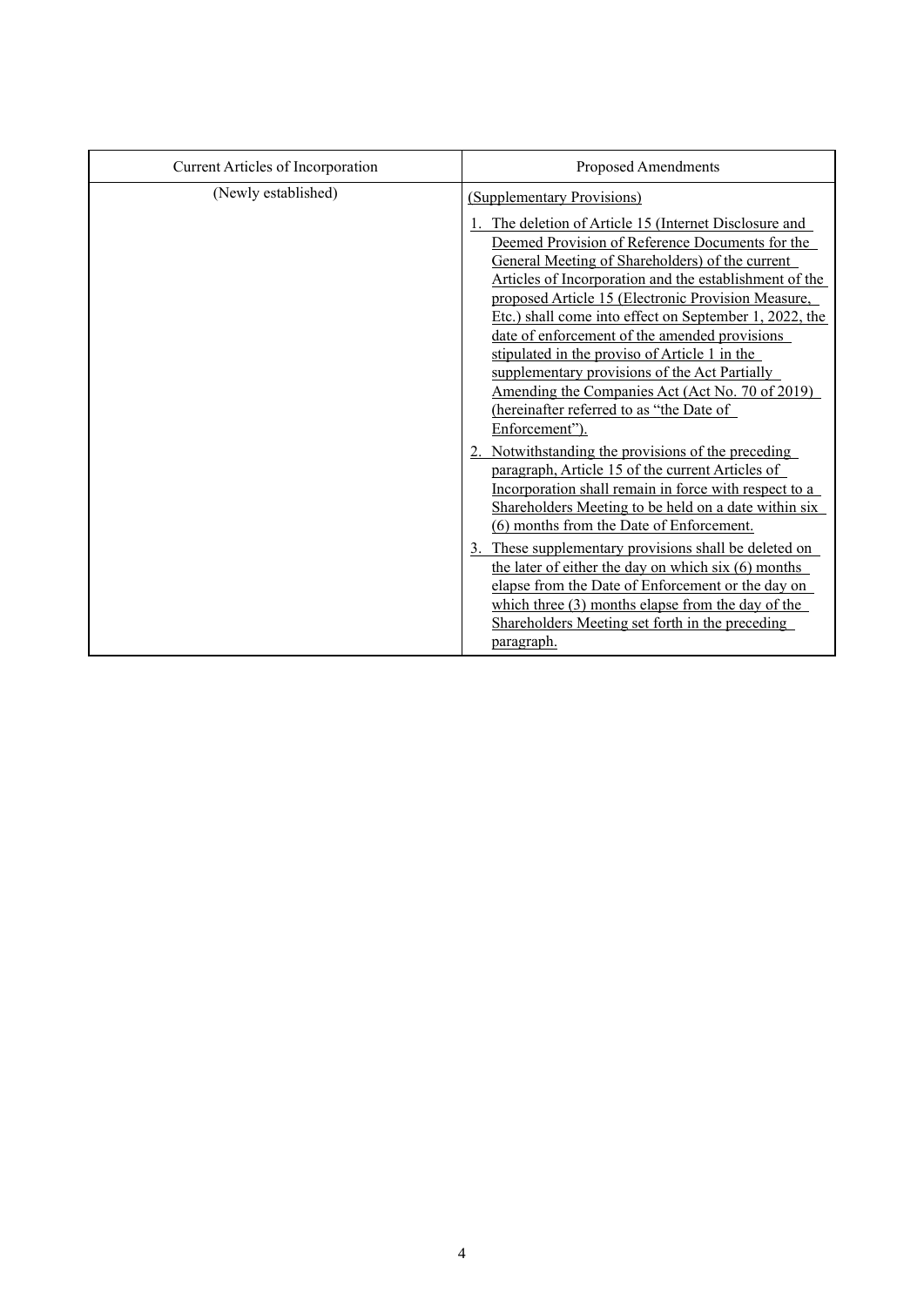| Current Articles of Incorporation | Proposed Amendments |
|---|---|
| (Newly established) | (Supplementary Provisions)<br>1. The deletion of Article 15 (Internet Disclosure and Deemed Provision of Reference Documents for the General Meeting of Shareholders) of the current Articles of Incorporation and the establishment of the proposed Article 15 (Electronic Provision Measure, Etc.) shall come into effect on September 1, 2022, the date of enforcement of the amended provisions stipulated in the proviso of Article 1 in the supplementary provisions of the Act Partially Amending the Companies Act (Act No. 70 of 2019) (hereinafter referred to as "the Date of Enforcement").<br>2. Notwithstanding the provisions of the preceding paragraph, Article 15 of the current Articles of Incorporation shall remain in force with respect to a Shareholders Meeting to be held on a date within six (6) months from the Date of Enforcement.<br>3. These supplementary provisions shall be deleted on the later of either the day on which six (6) months elapse from the Date of Enforcement or the day on which three (3) months elapse from the day of the Shareholders Meeting set forth in the preceding paragraph. |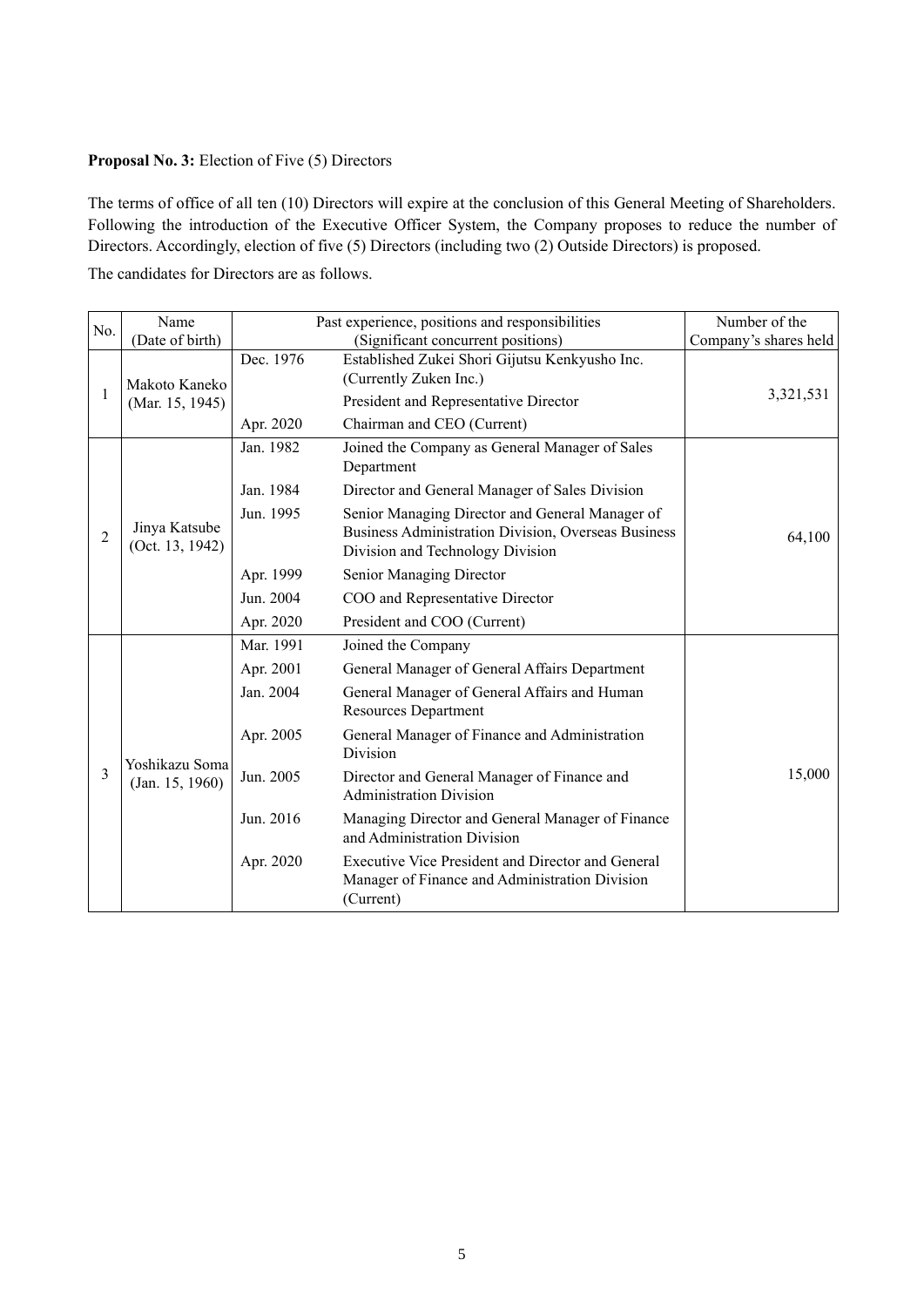**Proposal No. 3:** Election of Five (5) Directors

The terms of office of all ten (10) Directors will expire at the conclusion of this General Meeting of Shareholders. Following the introduction of the Executive Officer System, the Company proposes to reduce the number of Directors. Accordingly, election of five (5) Directors (including two (2) Outside Directors) is proposed.

The candidates for Directors are as follows.

| No. | Name (Date of birth) | Past experience, positions and responsibilities (Significant concurrent positions) | | Number of the Company's shares held |
|---|---|---|---|---|
| 1 | Makoto Kaneko (Mar. 15, 1945) | Dec. 1976 | Established Zukei Shori Gijutsu Kenkyusho Inc. (Currently Zuken Inc.) President and Representative Director | 3,321,531 |
| | | Apr. 2020 | Chairman and CEO (Current) | |
| 2 | Jinya Katsube (Oct. 13, 1942) | Jan. 1982 | Joined the Company as General Manager of Sales Department | 64,100 |
| | | Jan. 1984 | Director and General Manager of Sales Division | |
| | | Jun. 1995 | Senior Managing Director and General Manager of Business Administration Division, Overseas Business Division and Technology Division | |
| | | Apr. 1999 | Senior Managing Director | |
| | | Jun. 2004 | COO and Representative Director | |
| | | Apr. 2020 | President and COO (Current) | |
| 3 | Yoshikazu Soma (Jan. 15, 1960) | Mar. 1991 | Joined the Company | 15,000 |
| | | Apr. 2001 | General Manager of General Affairs Department | |
| | | Jan. 2004 | General Manager of General Affairs and Human Resources Department | |
| | | Apr. 2005 | General Manager of Finance and Administration Division | |
| | | Jun. 2005 | Director and General Manager of Finance and Administration Division | |
| | | Jun. 2016 | Managing Director and General Manager of Finance and Administration Division | |
| | | Apr. 2020 | Executive Vice President and Director and General Manager of Finance and Administration Division (Current) | |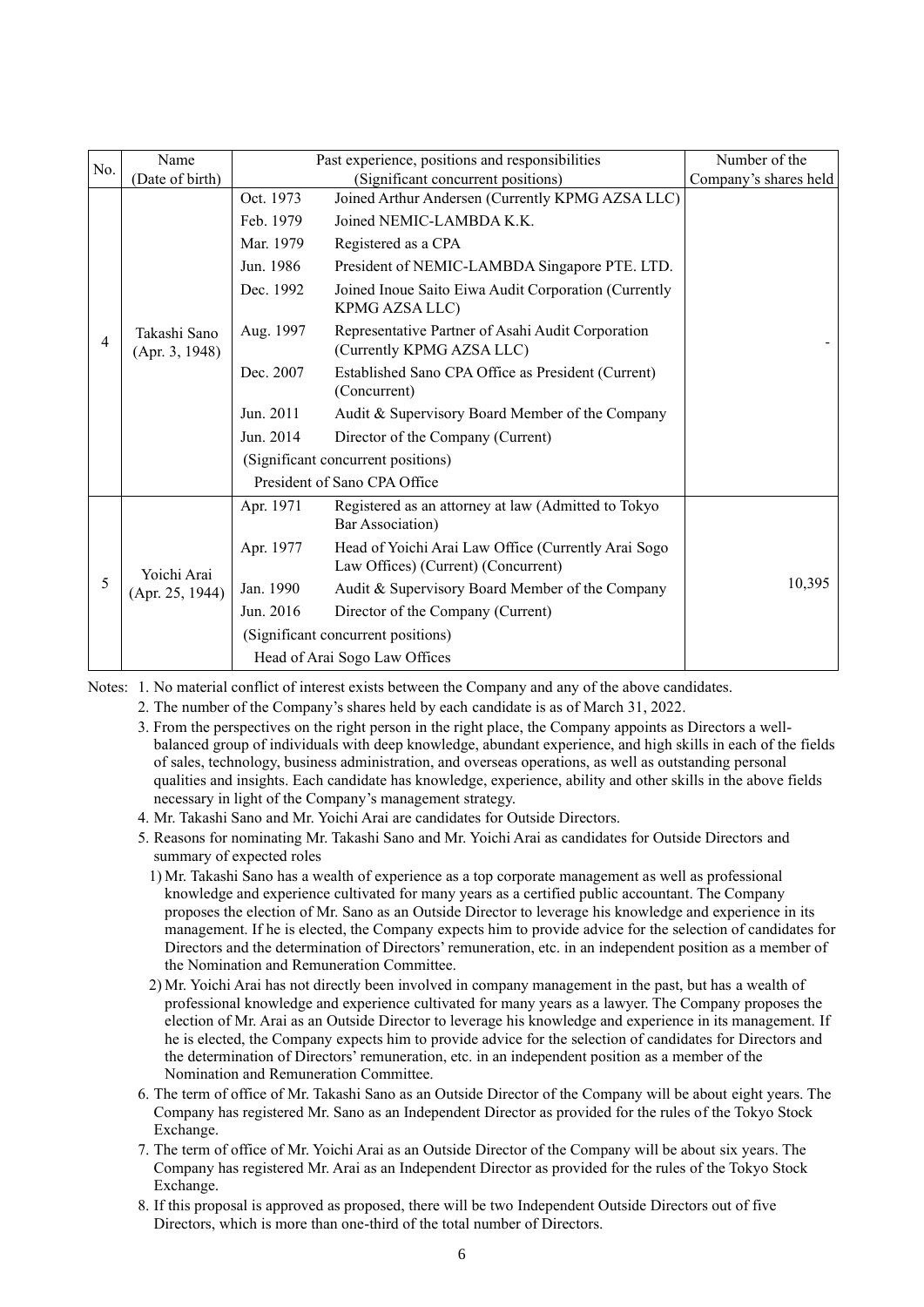| No. | Name (Date of birth) | Past experience, positions and responsibilities (Significant concurrent positions) | | Number of the Company's shares held |
|---|---|---|---|---|
| 4 | Takashi Sano (Apr. 3, 1948) | Oct. 1973 | Joined Arthur Andersen (Currently KPMG AZSA LLC) | - |
| | | Feb. 1979 | Joined NEMIC-LAMBDA K.K. | |
| | | Mar. 1979 | Registered as a CPA | |
| | | Jun. 1986 | President of NEMIC-LAMBDA Singapore PTE. LTD. | |
| | | Dec. 1992 | Joined Inoue Saito Eiwa Audit Corporation (Currently KPMG AZSA LLC) | |
| | | Aug. 1997 | Representative Partner of Asahi Audit Corporation (Currently KPMG AZSA LLC) | |
| | | Dec. 2007 | Established Sano CPA Office as President (Current) (Concurrent) | |
| | | Jun. 2011 | Audit & Supervisory Board Member of the Company | |
| | | Jun. 2014 | Director of the Company (Current) | |
| | | (Significant concurrent positions) | | |
| | | President of Sano CPA Office | | |
| 5 | Yoichi Arai (Apr. 25, 1944) | Apr. 1971 | Registered as an attorney at law (Admitted to Tokyo Bar Association) | 10,395 |
| | | Apr. 1977 | Head of Yoichi Arai Law Office (Currently Arai Sogo Law Offices) (Current) (Concurrent) | |
| | | Jan. 1990 | Audit & Supervisory Board Member of the Company | |
| | | Jun. 2016 | Director of the Company (Current) | |
| | | (Significant concurrent positions) | | |
| | | Head of Arai Sogo Law Offices | | |

Notes:
1. No material conflict of interest exists between the Company and any of the above candidates.
2. The number of the Company's shares held by each candidate is as of March 31, 2022.
3. From the perspectives on the right person in the right place, the Company appoints as Directors a well-balanced group of individuals with deep knowledge, abundant experience, and high skills in each of the fields of sales, technology, business administration, and overseas operations, as well as outstanding personal qualities and insights. Each candidate has knowledge, experience, ability and other skills in the above fields necessary in light of the Company's management strategy.
4. Mr. Takashi Sano and Mr. Yoichi Arai are candidates for Outside Directors.
5. Reasons for nominating Mr. Takashi Sano and Mr. Yoichi Arai as candidates for Outside Directors and summary of expected roles
   1) Mr. Takashi Sano has a wealth of experience as a top corporate management as well as professional knowledge and experience cultivated for many years as a certified public accountant. The Company proposes the election of Mr. Sano as an Outside Director to leverage his knowledge and experience in its management. If he is elected, the Company expects him to provide advice for the selection of candidates for Directors and the determination of Directors' remuneration, etc. in an independent position as a member of the Nomination and Remuneration Committee.
   2) Mr. Yoichi Arai has not directly been involved in company management in the past, but has a wealth of professional knowledge and experience cultivated for many years as a lawyer. The Company proposes the election of Mr. Arai as an Outside Director to leverage his knowledge and experience in its management. If he is elected, the Company expects him to provide advice for the selection of candidates for Directors and the determination of Directors' remuneration, etc. in an independent position as a member of the Nomination and Remuneration Committee.
6. The term of office of Mr. Takashi Sano as an Outside Director of the Company will be about eight years. The Company has registered Mr. Sano as an Independent Director as provided for the rules of the Tokyo Stock Exchange.
7. The term of office of Mr. Yoichi Arai as an Outside Director of the Company will be about six years. The Company has registered Mr. Arai as an Independent Director as provided for the rules of the Tokyo Stock Exchange.
8. If this proposal is approved as proposed, there will be two Independent Outside Directors out of five Directors, which is more than one-third of the total number of Directors.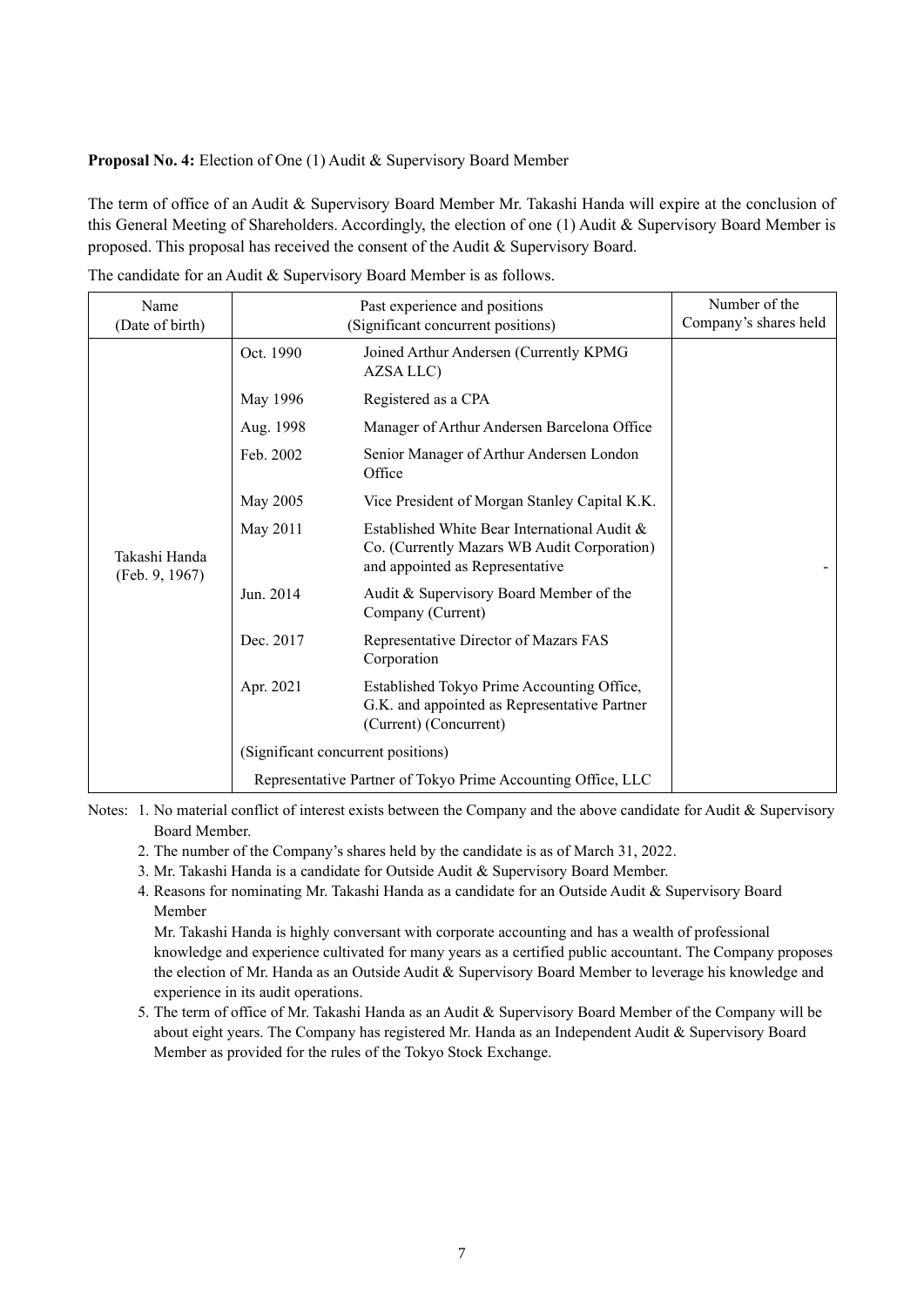**Proposal No. 4:** Election of One (1) Audit & Supervisory Board Member

The term of office of an Audit & Supervisory Board Member Mr. Takashi Handa will expire at the conclusion of this General Meeting of Shareholders. Accordingly, the election of one (1) Audit & Supervisory Board Member is proposed. This proposal has received the consent of the Audit & Supervisory Board.

The candidate for an Audit & Supervisory Board Member is as follows.

| Name (Date of birth) | Past experience and positions (Significant concurrent positions) | | Number of the Company's shares held |
|---|---|---|---|
| Takashi Handa (Feb. 9, 1967) | Oct. 1990 | Joined Arthur Andersen (Currently KPMG AZSA LLC) | - |
| | May 1996 | Registered as a CPA | |
| | Aug. 1998 | Manager of Arthur Andersen Barcelona Office | |
| | Feb. 2002 | Senior Manager of Arthur Andersen London Office | |
| | May 2005 | Vice President of Morgan Stanley Capital K.K. | |
| | May 2011 | Established White Bear International Audit & Co. (Currently Mazars WB Audit Corporation) and appointed as Representative | |
| | Jun. 2014 | Audit & Supervisory Board Member of the Company (Current) | |
| | Dec. 2017 | Representative Director of Mazars FAS Corporation | |
| | Apr. 2021 | Established Tokyo Prime Accounting Office, G.K. and appointed as Representative Partner (Current) (Concurrent) | |
| | (Significant concurrent positions) | | |
| | Representative Partner of Tokyo Prime Accounting Office, LLC | | |

Notes:
1. No material conflict of interest exists between the Company and the above candidate for Audit & Supervisory Board Member.
2. The number of the Company's shares held by the candidate is as of March 31, 2022.
3. Mr. Takashi Handa is a candidate for Outside Audit & Supervisory Board Member.
4. Reasons for nominating Mr. Takashi Handa as a candidate for an Outside Audit & Supervisory Board Member

   Mr. Takashi Handa is highly conversant with corporate accounting and has a wealth of professional knowledge and experience cultivated for many years as a certified public accountant. The Company proposes the election of Mr. Handa as an Outside Audit & Supervisory Board Member to leverage his knowledge and experience in its audit operations.
5. The term of office of Mr. Takashi Handa as an Audit & Supervisory Board Member of the Company will be about eight years. The Company has registered Mr. Handa as an Independent Audit & Supervisory Board Member as provided for the rules of the Tokyo Stock Exchange.